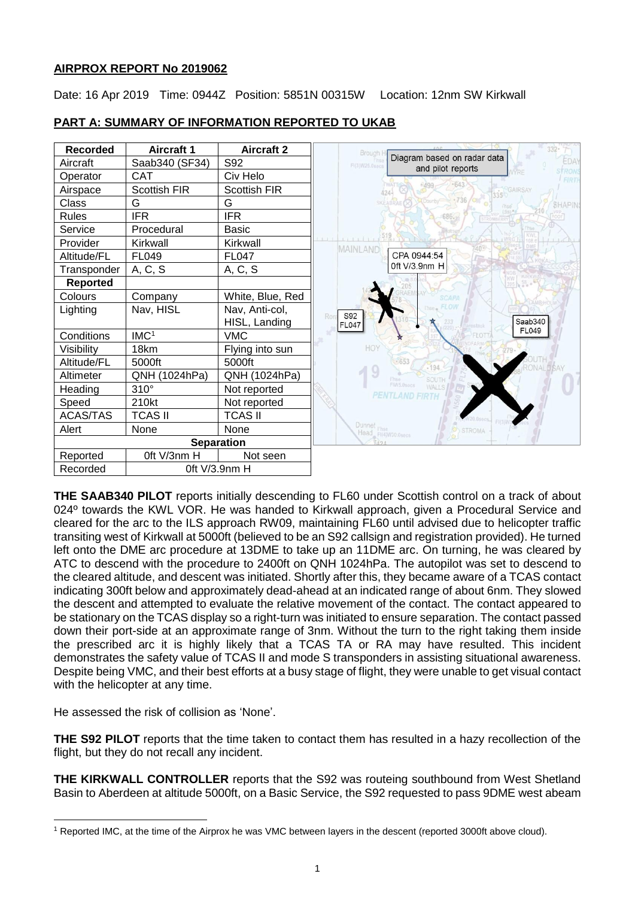**AIRPROX REPORT No 2019062**

Date: 16 Apr 2019 Time: 0944Z Position: 5851N 00315W Location: 12nm SW Kirkwall

## PART A: SUMMARY OF INFORMATION REPORTED TO UKAB

| Recorded | Aircraft 1 | Aircraft 2 |
|---|---|---|
| Aircraft | Saab340 (SF34) | S92 |
| Operator | CAT | Civ Helo |
| Airspace | Scottish FIR | Scottish FIR |
| Class | G | G |
| Rules | IFR | IFR |
| Service | Procedural | Basic |
| Provider | Kirkwall | Kirkwall |
| Altitude/FL | FL049 | FL047 |
| Transponder | A, C, S | A, C, S |
| **Reported** | | |
| Colours | Company | White, Blue, Red |
| Lighting | Nav, HISL | Nav, Anti-col, HISL, Landing |
| Conditions | IMC[1] | VMC |
| Visibility | 18km | Flying into sun |
| Altitude/FL | 5000ft | 5000ft |
| Altimeter | QNH (1024hPa) | QNH (1024hPa) |
| Heading | 310° | Not reported |
| Speed | 210kt | Not reported |
| ACAS/TAS | TCAS II | TCAS II |
| Alert | None | None |
| **Separation** | | |
| Reported | 0ft V/3nm H | Not seen |
| Recorded | 0ft V/3.9nm H | |

Diagram based on radar data and pilot reports

CPA 0944:54 0ft V/3.9nm H

S92 FL047

Saab340 FL049

**THE SAAB340 PILOT** reports initially descending to FL60 under Scottish control on a track of about 024º towards the KWL VOR. He was handed to Kirkwall approach, given a Procedural Service and cleared for the arc to the ILS approach RW09, maintaining FL60 until advised due to helicopter traffic transiting west of Kirkwall at 5000ft (believed to be an S92 callsign and registration provided). He turned left onto the DME arc procedure at 13DME to take up an 11DME arc. On turning, he was cleared by ATC to descend with the procedure to 2400ft on QNH 1024hPa. The autopilot was set to descend to the cleared altitude, and descent was initiated. Shortly after this, they became aware of a TCAS contact indicating 300ft below and approximately dead-ahead at an indicated range of about 6nm. They slowed the descent and attempted to evaluate the relative movement of the contact. The contact appeared to be stationary on the TCAS display so a right-turn was initiated to ensure separation. The contact passed down their port-side at an approximate range of 3nm. Without the turn to the right taking them inside the prescribed arc it is highly likely that a TCAS TA or RA may have resulted. This incident demonstrates the safety value of TCAS II and mode S transponders in assisting situational awareness. Despite being VMC, and their best efforts at a busy stage of flight, they were unable to get visual contact with the helicopter at any time.

He assessed the risk of collision as 'None'.

**THE S92 PILOT** reports that the time taken to contact them has resulted in a hazy recollection of the flight, but they do not recall any incident.

**THE KIRKWALL CONTROLLER** reports that the S92 was routeing southbound from West Shetland Basin to Aberdeen at altitude 5000ft, on a Basic Service, the S92 requested to pass 9DME west abeam

[1] Reported IMC, at the time of the Airprox he was VMC between layers in the descent (reported 3000ft above cloud).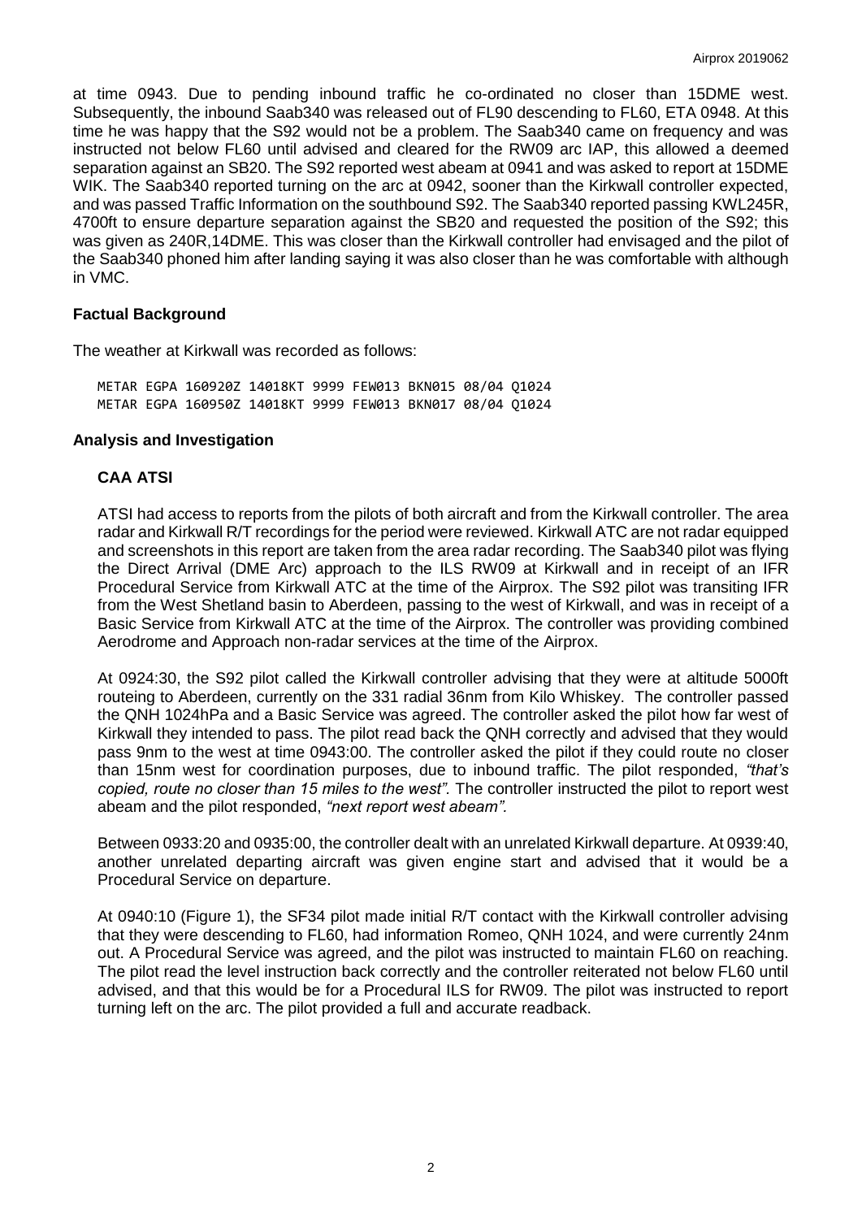at time 0943. Due to pending inbound traffic he co-ordinated no closer than 15DME west. Subsequently, the inbound Saab340 was released out of FL90 descending to FL60, ETA 0948. At this time he was happy that the S92 would not be a problem. The Saab340 came on frequency and was instructed not below FL60 until advised and cleared for the RW09 arc IAP, this allowed a deemed separation against an SB20. The S92 reported west abeam at 0941 and was asked to report at 15DME WIK. The Saab340 reported turning on the arc at 0942, sooner than the Kirkwall controller expected, and was passed Traffic Information on the southbound S92. The Saab340 reported passing KWL245R, 4700ft to ensure departure separation against the SB20 and requested the position of the S92; this was given as 240R,14DME. This was closer than the Kirkwall controller had envisaged and the pilot of the Saab340 phoned him after landing saying it was also closer than he was comfortable with although in VMC.

### Factual Background

The weather at Kirkwall was recorded as follows:

```
METAR EGPA 160920Z 14018KT 9999 FEW013 BKN015 08/04 Q1024
METAR EGPA 160950Z 14018KT 9999 FEW013 BKN017 08/04 Q1024
```

### Analysis and Investigation

#### CAA ATSI

ATSI had access to reports from the pilots of both aircraft and from the Kirkwall controller. The area radar and Kirkwall R/T recordings for the period were reviewed. Kirkwall ATC are not radar equipped and screenshots in this report are taken from the area radar recording. The Saab340 pilot was flying the Direct Arrival (DME Arc) approach to the ILS RW09 at Kirkwall and in receipt of an IFR Procedural Service from Kirkwall ATC at the time of the Airprox. The S92 pilot was transiting IFR from the West Shetland basin to Aberdeen, passing to the west of Kirkwall, and was in receipt of a Basic Service from Kirkwall ATC at the time of the Airprox. The controller was providing combined Aerodrome and Approach non-radar services at the time of the Airprox.

At 0924:30, the S92 pilot called the Kirkwall controller advising that they were at altitude 5000ft routeing to Aberdeen, currently on the 331 radial 36nm from Kilo Whiskey. The controller passed the QNH 1024hPa and a Basic Service was agreed. The controller asked the pilot how far west of Kirkwall they intended to pass. The pilot read back the QNH correctly and advised that they would pass 9nm to the west at time 0943:00. The controller asked the pilot if they could route no closer than 15nm west for coordination purposes, due to inbound traffic. The pilot responded, *"that's copied, route no closer than 15 miles to the west".* The controller instructed the pilot to report west abeam and the pilot responded, *"next report west abeam".*

Between 0933:20 and 0935:00, the controller dealt with an unrelated Kirkwall departure. At 0939:40, another unrelated departing aircraft was given engine start and advised that it would be a Procedural Service on departure.

At 0940:10 (Figure 1), the SF34 pilot made initial R/T contact with the Kirkwall controller advising that they were descending to FL60, had information Romeo, QNH 1024, and were currently 24nm out. A Procedural Service was agreed, and the pilot was instructed to maintain FL60 on reaching. The pilot read the level instruction back correctly and the controller reiterated not below FL60 until advised, and that this would be for a Procedural ILS for RW09. The pilot was instructed to report turning left on the arc. The pilot provided a full and accurate readback.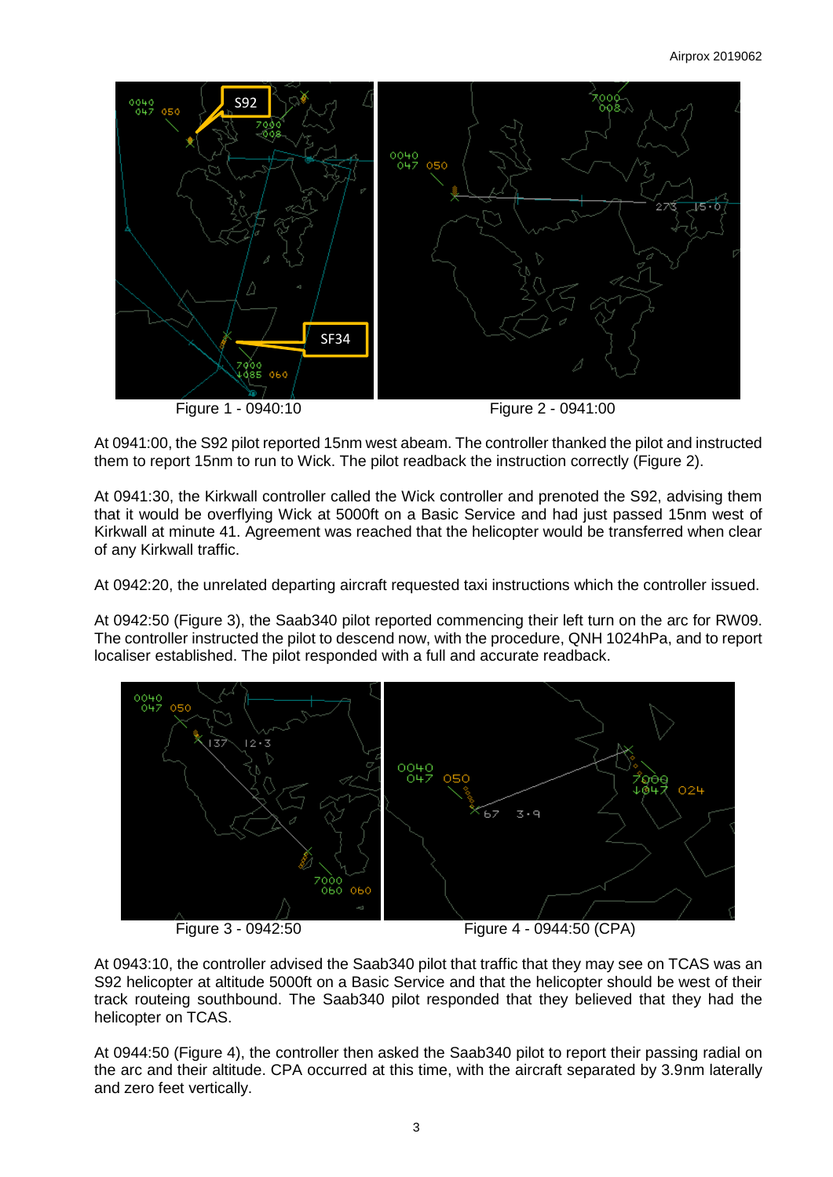Figure 1 - 0940:10

Figure 2 - 0941:00

At 0941:00, the S92 pilot reported 15nm west abeam. The controller thanked the pilot and instructed them to report 15nm to run to Wick. The pilot readback the instruction correctly (Figure 2).

At 0941:30, the Kirkwall controller called the Wick controller and prenoted the S92, advising them that it would be overflying Wick at 5000ft on a Basic Service and had just passed 15nm west of Kirkwall at minute 41. Agreement was reached that the helicopter would be transferred when clear of any Kirkwall traffic.

At 0942:20, the unrelated departing aircraft requested taxi instructions which the controller issued.

At 0942:50 (Figure 3), the Saab340 pilot reported commencing their left turn on the arc for RW09. The controller instructed the pilot to descend now, with the procedure, QNH 1024hPa, and to report localiser established. The pilot responded with a full and accurate readback.

Figure 3 - 0942:50

Figure 4 - 0944:50 (CPA)

At 0943:10, the controller advised the Saab340 pilot that traffic that they may see on TCAS was an S92 helicopter at altitude 5000ft on a Basic Service and that the helicopter should be west of their track routeing southbound. The Saab340 pilot responded that they believed that they had the helicopter on TCAS.

At 0944:50 (Figure 4), the controller then asked the Saab340 pilot to report their passing radial on the arc and their altitude. CPA occurred at this time, with the aircraft separated by 3.9nm laterally and zero feet vertically.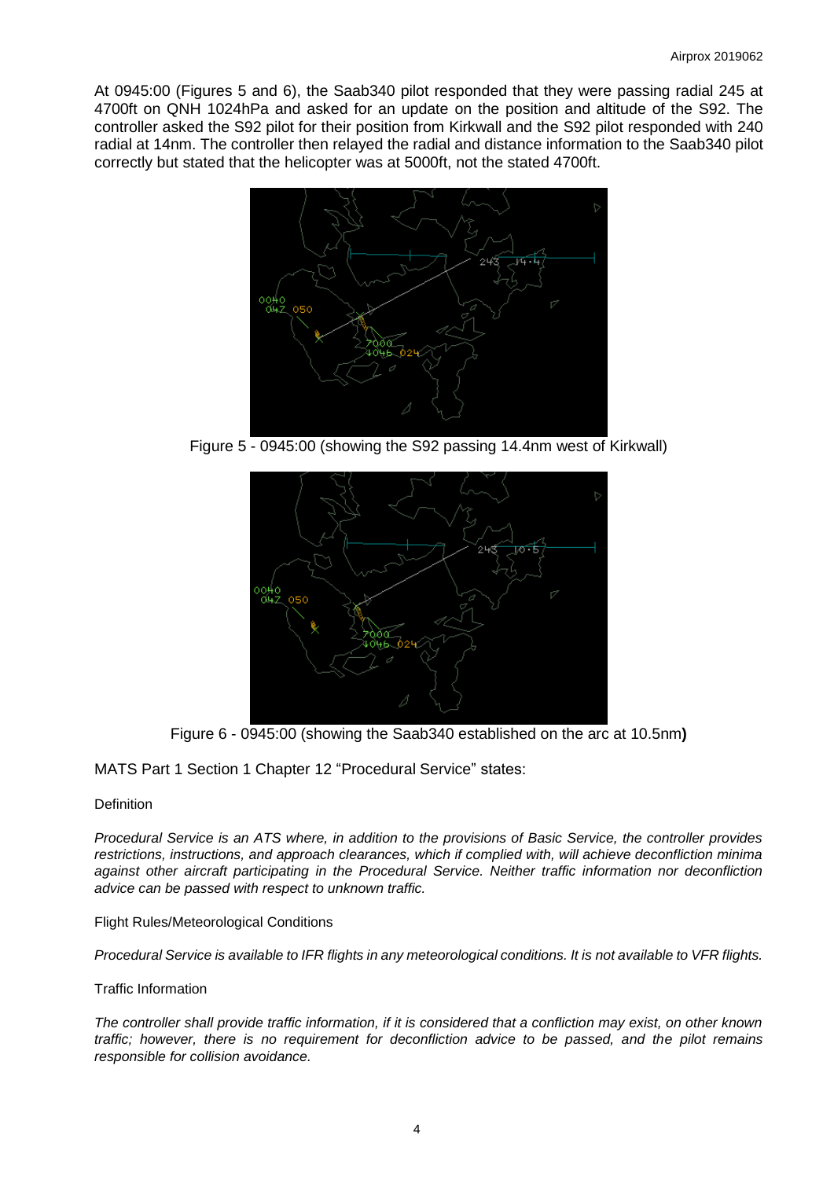At 0945:00 (Figures 5 and 6), the Saab340 pilot responded that they were passing radial 245 at 4700ft on QNH 1024hPa and asked for an update on the position and altitude of the S92. The controller asked the S92 pilot for their position from Kirkwall and the S92 pilot responded with 240 radial at 14nm. The controller then relayed the radial and distance information to the Saab340 pilot correctly but stated that the helicopter was at 5000ft, not the stated 4700ft.

Figure 5 - 0945:00 (showing the S92 passing 14.4nm west of Kirkwall)

Figure 6 - 0945:00 (showing the Saab340 established on the arc at 10.5nm**)**

MATS Part 1 Section 1 Chapter 12 "Procedural Service" states:

Definition

*Procedural Service is an ATS where, in addition to the provisions of Basic Service, the controller provides restrictions, instructions, and approach clearances, which if complied with, will achieve deconfliction minima against other aircraft participating in the Procedural Service. Neither traffic information nor deconfliction advice can be passed with respect to unknown traffic.*

Flight Rules/Meteorological Conditions

*Procedural Service is available to IFR flights in any meteorological conditions. It is not available to VFR flights.*

Traffic Information

*The controller shall provide traffic information, if it is considered that a confliction may exist, on other known traffic; however, there is no requirement for deconfliction advice to be passed, and the pilot remains responsible for collision avoidance.*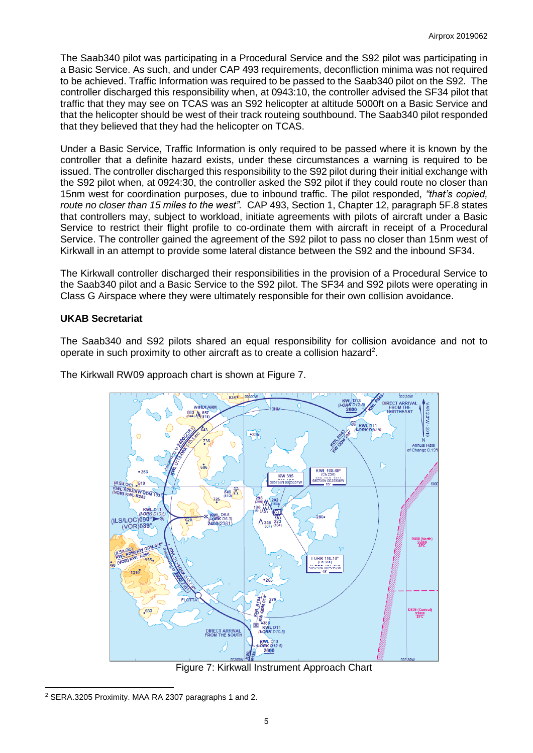The Saab340 pilot was participating in a Procedural Service and the S92 pilot was participating in a Basic Service. As such, and under CAP 493 requirements, deconfliction minima was not required to be achieved. Traffic Information was required to be passed to the Saab340 pilot on the S92. The controller discharged this responsibility when, at 0943:10, the controller advised the SF34 pilot that traffic that they may see on TCAS was an S92 helicopter at altitude 5000ft on a Basic Service and that the helicopter should be west of their track routeing southbound. The Saab340 pilot responded that they believed that they had the helicopter on TCAS.

Under a Basic Service, Traffic Information is only required to be passed where it is known by the controller that a definite hazard exists, under these circumstances a warning is required to be issued. The controller discharged this responsibility to the S92 pilot during their initial exchange with the S92 pilot when, at 0924:30, the controller asked the S92 pilot if they could route no closer than 15nm west for coordination purposes, due to inbound traffic. The pilot responded, *"that's copied, route no closer than 15 miles to the west".* CAP 493, Section 1, Chapter 12, paragraph 5F.8 states that controllers may, subject to workload, initiate agreements with pilots of aircraft under a Basic Service to restrict their flight profile to co-ordinate them with aircraft in receipt of a Procedural Service. The controller gained the agreement of the S92 pilot to pass no closer than 15nm west of Kirkwall in an attempt to provide some lateral distance between the S92 and the inbound SF34.

The Kirkwall controller discharged their responsibilities in the provision of a Procedural Service to the Saab340 pilot and a Basic Service to the S92 pilot. The SF34 and S92 pilots were operating in Class G Airspace where they were ultimately responsible for their own collision avoidance.

**UKAB Secretariat**

The Saab340 and S92 pilots shared an equal responsibility for collision avoidance and not to operate in such proximity to other aircraft as to create a collision hazard[2].

The Kirkwall RW09 approach chart is shown at Figure 7.

Figure 7: Kirkwall Instrument Approach Chart

[2] SERA.3205 Proximity. MAA RA 2307 paragraphs 1 and 2.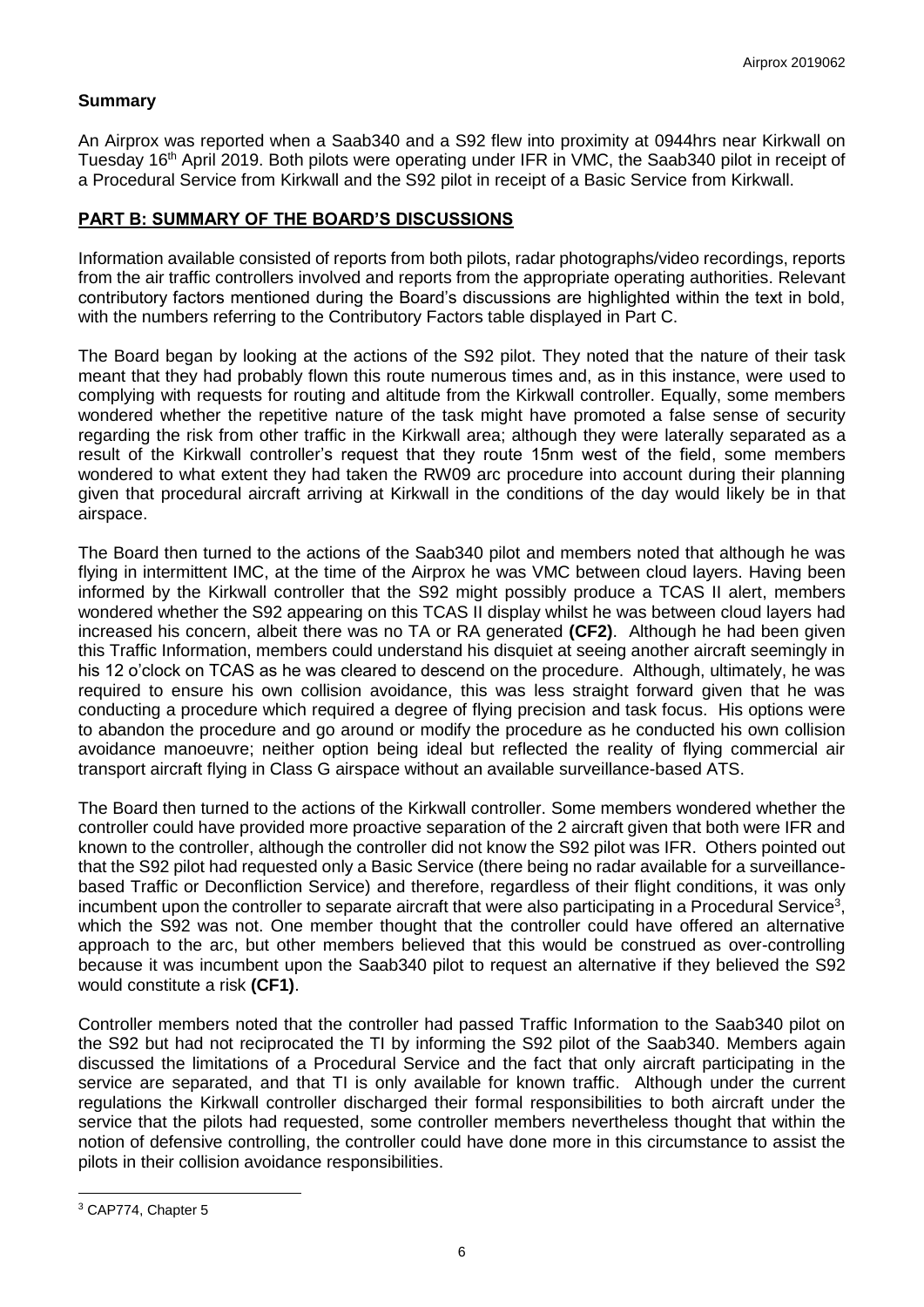## Summary

An Airprox was reported when a Saab340 and a S92 flew into proximity at 0944hrs near Kirkwall on Tuesday 16th April 2019. Both pilots were operating under IFR in VMC, the Saab340 pilot in receipt of a Procedural Service from Kirkwall and the S92 pilot in receipt of a Basic Service from Kirkwall.

## PART B: SUMMARY OF THE BOARD'S DISCUSSIONS

Information available consisted of reports from both pilots, radar photographs/video recordings, reports from the air traffic controllers involved and reports from the appropriate operating authorities. Relevant contributory factors mentioned during the Board's discussions are highlighted within the text in bold, with the numbers referring to the Contributory Factors table displayed in Part C.

The Board began by looking at the actions of the S92 pilot. They noted that the nature of their task meant that they had probably flown this route numerous times and, as in this instance, were used to complying with requests for routing and altitude from the Kirkwall controller. Equally, some members wondered whether the repetitive nature of the task might have promoted a false sense of security regarding the risk from other traffic in the Kirkwall area; although they were laterally separated as a result of the Kirkwall controller's request that they route 15nm west of the field, some members wondered to what extent they had taken the RW09 arc procedure into account during their planning given that procedural aircraft arriving at Kirkwall in the conditions of the day would likely be in that airspace.

The Board then turned to the actions of the Saab340 pilot and members noted that although he was flying in intermittent IMC, at the time of the Airprox he was VMC between cloud layers. Having been informed by the Kirkwall controller that the S92 might possibly produce a TCAS II alert, members wondered whether the S92 appearing on this TCAS II display whilst he was between cloud layers had increased his concern, albeit there was no TA or RA generated **(CF2)**. Although he had been given this Traffic Information, members could understand his disquiet at seeing another aircraft seemingly in his 12 o'clock on TCAS as he was cleared to descend on the procedure. Although, ultimately, he was required to ensure his own collision avoidance, this was less straight forward given that he was conducting a procedure which required a degree of flying precision and task focus. His options were to abandon the procedure and go around or modify the procedure as he conducted his own collision avoidance manoeuvre; neither option being ideal but reflected the reality of flying commercial air transport aircraft flying in Class G airspace without an available surveillance-based ATS.

The Board then turned to the actions of the Kirkwall controller. Some members wondered whether the controller could have provided more proactive separation of the 2 aircraft given that both were IFR and known to the controller, although the controller did not know the S92 pilot was IFR. Others pointed out that the S92 pilot had requested only a Basic Service (there being no radar available for a surveillance-based Traffic or Deconfliction Service) and therefore, regardless of their flight conditions, it was only incumbent upon the controller to separate aircraft that were also participating in a Procedural Service[3], which the S92 was not. One member thought that the controller could have offered an alternative approach to the arc, but other members believed that this would be construed as over-controlling because it was incumbent upon the Saab340 pilot to request an alternative if they believed the S92 would constitute a risk **(CF1)**.

Controller members noted that the controller had passed Traffic Information to the Saab340 pilot on the S92 but had not reciprocated the TI by informing the S92 pilot of the Saab340. Members again discussed the limitations of a Procedural Service and the fact that only aircraft participating in the service are separated, and that TI is only available for known traffic. Although under the current regulations the Kirkwall controller discharged their formal responsibilities to both aircraft under the service that the pilots had requested, some controller members nevertheless thought that within the notion of defensive controlling, the controller could have done more in this circumstance to assist the pilots in their collision avoidance responsibilities.

---

[3] CAP774, Chapter 5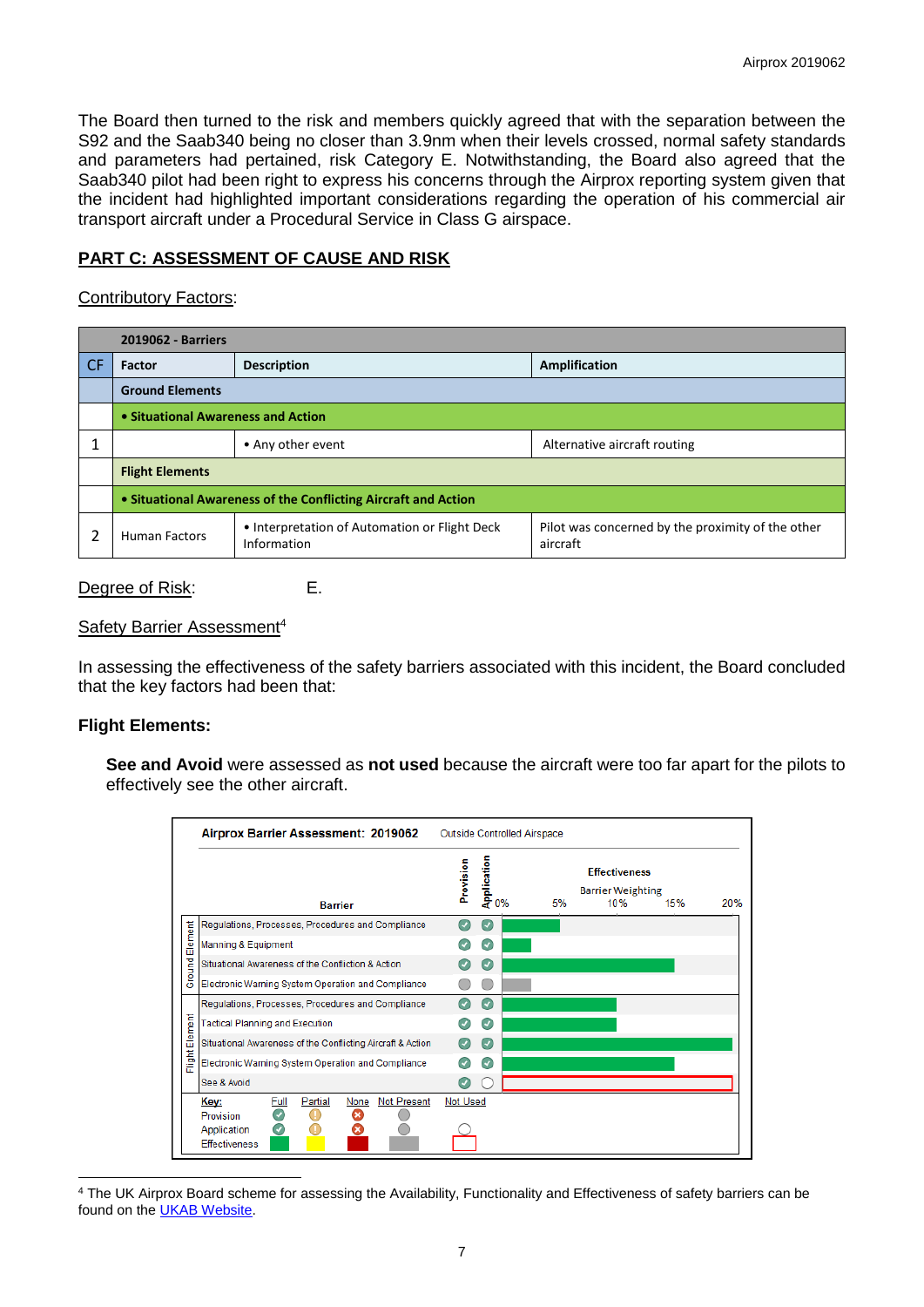The Board then turned to the risk and members quickly agreed that with the separation between the S92 and the Saab340 being no closer than 3.9nm when their levels crossed, normal safety standards and parameters had pertained, risk Category E. Notwithstanding, the Board also agreed that the Saab340 pilot had been right to express his concerns through the Airprox reporting system given that the incident had highlighted important considerations regarding the operation of his commercial air transport aircraft under a Procedural Service in Class G airspace.

## PART C: ASSESSMENT OF CAUSE AND RISK

Contributory Factors:

| 2019062 - Barriers | | | |
|---|---|---|---|
| CF | Factor | Description | Amplification |
| | **Ground Elements** | | |
| | **• Situational Awareness and Action** | | |
| 1 | | • Any other event | Alternative aircraft routing |
| | **Flight Elements** | | |
| | **• Situational Awareness of the Conflicting Aircraft and Action** | | |
| 2 | Human Factors | • Interpretation of Automation or Flight Deck Information | Pilot was concerned by the proximity of the other aircraft |

Degree of Risk: E.

Safety Barrier Assessment[4]

In assessing the effectiveness of the safety barriers associated with this incident, the Board concluded that the key factors had been that:

**Flight Elements:**

**See and Avoid** were assessed as **not used** because the aircraft were too far apart for the pilots to effectively see the other aircraft.

Airprox Barrier Assessment: 2019062
Outside Controlled Airspace
Barrier
Provision
Application
Effectiveness
Barrier Weighting
0%
5%
10%
15%
20%
Ground Element
Regulations, Processes, Procedures and Compliance
Manning & Equipment
Situational Awareness of the Confliction & Action
Electronic Warning System Operation and Compliance
Flight Element
Regulations, Processes, Procedures and Compliance
Tactical Planning and Execution
Situational Awareness of the Conflicting Aircraft & Action
Electronic Warning System Operation and Compliance
See & Avoid
Key:
Full
Partial
None
Not Present
Not Used
Provision
Application
Effectiveness

---

[4] The UK Airprox Board scheme for assessing the Availability, Functionality and Effectiveness of safety barriers can be found on the UKAB Website.